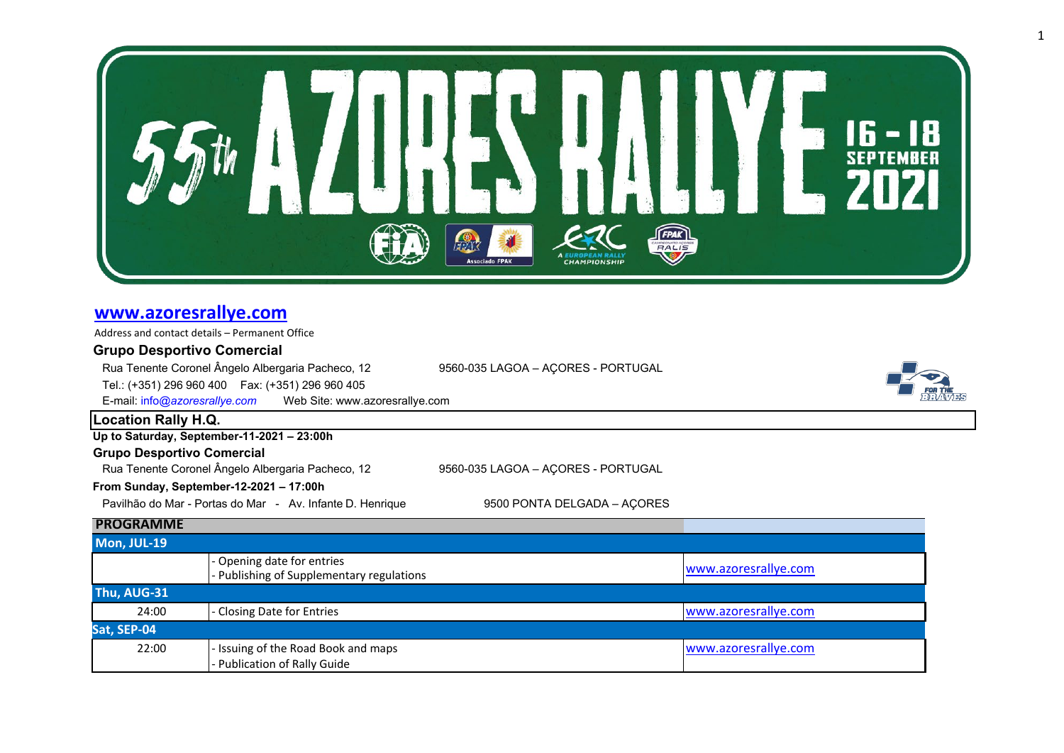# 55th AZORES RALLYE

16 - 18 SEPTEMBER 2021

## www.azoresrallye.com

Address and contact details – Permanent Office

**Grupo Desportivo Comercial**

Rua Tenente Coronel Ângelo Albergaria Pacheco, 12 9560-035 LAGOA – AÇORES - PORTUGAL

Tel.: (+351) 296 960 400 Fax: (+351) 296 960 405

E-mail: *info@azoresrallye.com* Web Site: www.azoresrallye.com

**Location Rally H.Q.**

**Up to Saturday, September-11-2021 – 23:00h**

**Grupo Desportivo Comercial**

Rua Tenente Coronel Ângelo Albergaria Pacheco, 12 9560-035 LAGOA – AÇORES - PORTUGAL

**From Sunday, September-12-2021 – 17:00h**

Pavilhão do Mar - Portas do Mar - Av. Infante D. Henrique 9500 PONTA DELGADA – AÇORES

| PROGRAMME | | |
|---|---|---|
| **Mon, JUL-19** | | |
| | - Opening date for entries<br>- Publishing of Supplementary regulations | www.azoresrallye.com |
| **Thu, AUG-31** | | |
| 24:00 | - Closing Date for Entries | www.azoresrallye.com |
| **Sat, SEP-04** | | |
| 22:00 | - Issuing of the Road Book and maps<br>- Publication of Rally Guide | www.azoresrallye.com |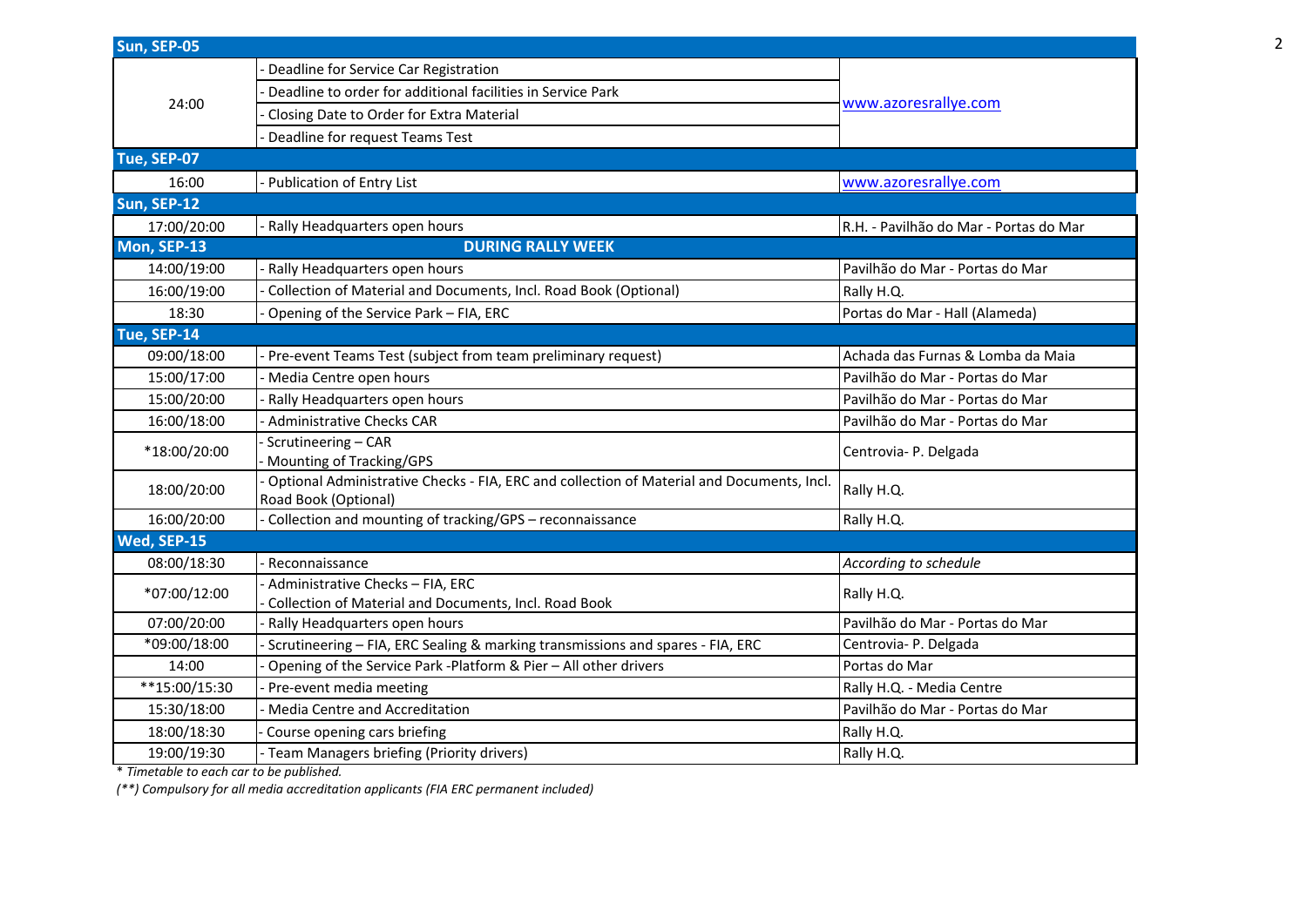| Sun, SEP-05 | | |
|---|---|---|
| 24:00 | - Deadline for Service Car Registration<br>- Deadline to order for additional facilities in Service Park<br>- Closing Date to Order for Extra Material<br>- Deadline for request Teams Test | www.azoresrallye.com |
| **Tue, SEP-07** | | |
| 16:00 | - Publication of Entry List | www.azoresrallye.com |
| **Sun, SEP-12** | | |
| 17:00/20:00 | - Rally Headquarters open hours | R.H. - Pavilhão do Mar - Portas do Mar |
| **Mon, SEP-13** | **DURING RALLY WEEK** | |
| 14:00/19:00 | - Rally Headquarters open hours | Pavilhão do Mar - Portas do Mar |
| 16:00/19:00 | - Collection of Material and Documents, Incl. Road Book (Optional) | Rally H.Q. |
| 18:30 | - Opening of the Service Park – FIA, ERC | Portas do Mar - Hall (Alameda) |
| **Tue, SEP-14** | | |
| 09:00/18:00 | - Pre-event Teams Test (subject from team preliminary request) | Achada das Furnas & Lomba da Maia |
| 15:00/17:00 | - Media Centre open hours | Pavilhão do Mar - Portas do Mar |
| 15:00/20:00 | - Rally Headquarters open hours | Pavilhão do Mar - Portas do Mar |
| 16:00/18:00 | - Administrative Checks CAR | Pavilhão do Mar - Portas do Mar |
| *18:00/20:00 | - Scrutineering – CAR<br>- Mounting of Tracking/GPS | Centrovia- P. Delgada |
| 18:00/20:00 | - Optional Administrative Checks - FIA, ERC and collection of Material and Documents, Incl. Road Book (Optional) | Rally H.Q. |
| 16:00/20:00 | - Collection and mounting of tracking/GPS – reconnaissance | Rally H.Q. |
| **Wed, SEP-15** | | |
| 08:00/18:30 | - Reconnaissance | *According to schedule* |
| *07:00/12:00 | - Administrative Checks – FIA, ERC<br>- Collection of Material and Documents, Incl. Road Book | Rally H.Q. |
| 07:00/20:00 | - Rally Headquarters open hours | Pavilhão do Mar - Portas do Mar |
| *09:00/18:00 | - Scrutineering – FIA, ERC Sealing & marking transmissions and spares - FIA, ERC | Centrovia- P. Delgada |
| 14:00 | - Opening of the Service Park -Platform & Pier – All other drivers | Portas do Mar |
| **15:00/15:30 | - Pre-event media meeting | Rally H.Q. - Media Centre |
| 15:30/18:00 | - Media Centre and Accreditation | Pavilhão do Mar - Portas do Mar |
| 18:00/18:30 | - Course opening cars briefing | Rally H.Q. |
| 19:00/19:30 | - Team Managers briefing (Priority drivers) | Rally H.Q. |

*\* Timetable to each car to be published.*

*(\*\*) Compulsory for all media accreditation applicants (FIA ERC permanent included)*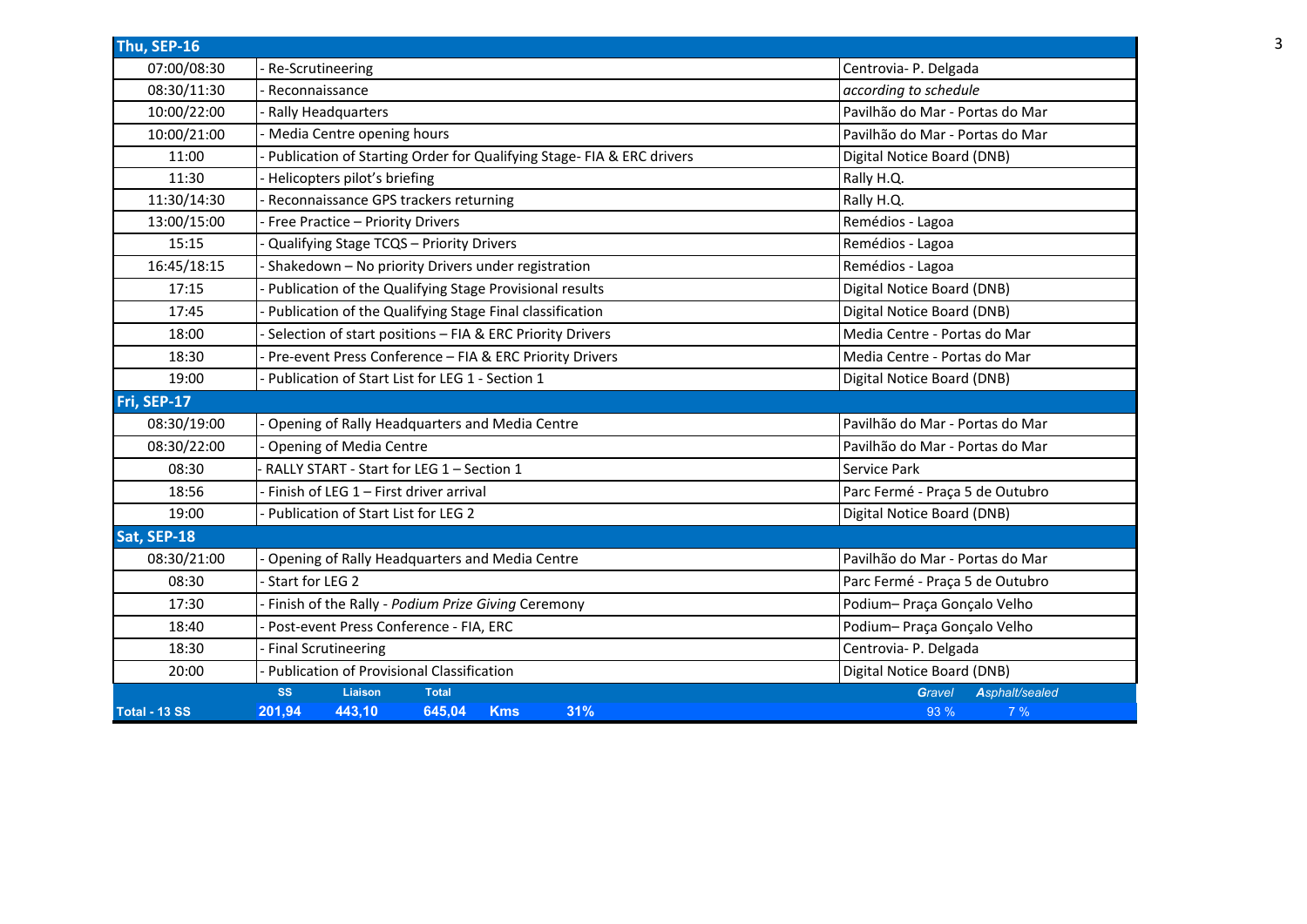| | | |
|---|---|---|
| **Thu, SEP-16** | | |
| 07:00/08:30 | - Re-Scrutineering | Centrovia- P. Delgada |
| 08:30/11:30 | - Reconnaissance | *according to schedule* |
| 10:00/22:00 | - Rally Headquarters | Pavilhão do Mar - Portas do Mar |
| 10:00/21:00 | - Media Centre opening hours | Pavilhão do Mar - Portas do Mar |
| 11:00 | - Publication of Starting Order for Qualifying Stage- FIA & ERC drivers | Digital Notice Board (DNB) |
| 11:30 | - Helicopters pilot's briefing | Rally H.Q. |
| 11:30/14:30 | - Reconnaissance GPS trackers returning | Rally H.Q. |
| 13:00/15:00 | - Free Practice – Priority Drivers | Remédios - Lagoa |
| 15:15 | - Qualifying Stage TCQS – Priority Drivers | Remédios - Lagoa |
| 16:45/18:15 | - Shakedown – No priority Drivers under registration | Remédios - Lagoa |
| 17:15 | - Publication of the Qualifying Stage Provisional results | Digital Notice Board (DNB) |
| 17:45 | - Publication of the Qualifying Stage Final classification | Digital Notice Board (DNB) |
| 18:00 | - Selection of start positions – FIA & ERC Priority Drivers | Media Centre - Portas do Mar |
| 18:30 | - Pre-event Press Conference – FIA & ERC Priority Drivers | Media Centre - Portas do Mar |
| 19:00 | - Publication of Start List for LEG 1 - Section 1 | Digital Notice Board (DNB) |
| **Fri, SEP-17** | | |
| 08:30/19:00 | - Opening of Rally Headquarters and Media Centre | Pavilhão do Mar - Portas do Mar |
| 08:30/22:00 | - Opening of Media Centre | Pavilhão do Mar - Portas do Mar |
| 08:30 | - RALLY START - Start for LEG 1 – Section 1 | Service Park |
| 18:56 | - Finish of LEG 1 – First driver arrival | Parc Fermé - Praça 5 de Outubro |
| 19:00 | - Publication of Start List for LEG 2 | Digital Notice Board (DNB) |
| **Sat, SEP-18** | | |
| 08:30/21:00 | - Opening of Rally Headquarters and Media Centre | Pavilhão do Mar - Portas do Mar |
| 08:30 | - Start for LEG 2 | Parc Fermé - Praça 5 de Outubro |
| 17:30 | - Finish of the Rally - *Podium Prize Giving* Ceremony | Podium– Praça Gonçalo Velho |
| 18:40 | - Post-event Press Conference - FIA, ERC | Podium– Praça Gonçalo Velho |
| 18:30 | - Final Scrutineering | Centrovia- P. Delgada |
| 20:00 | - Publication of Provisional Classification | Digital Notice Board (DNB) |

| | SS | Liaison | Total | | | *Gravel* | *Asphalt/sealed* |
|---|---|---|---|---|---|---|---|
| **Total - 13 SS** | **201,94** | **443,10** | **645,04** | **Kms** | **31%** | 93 % | 7 % |